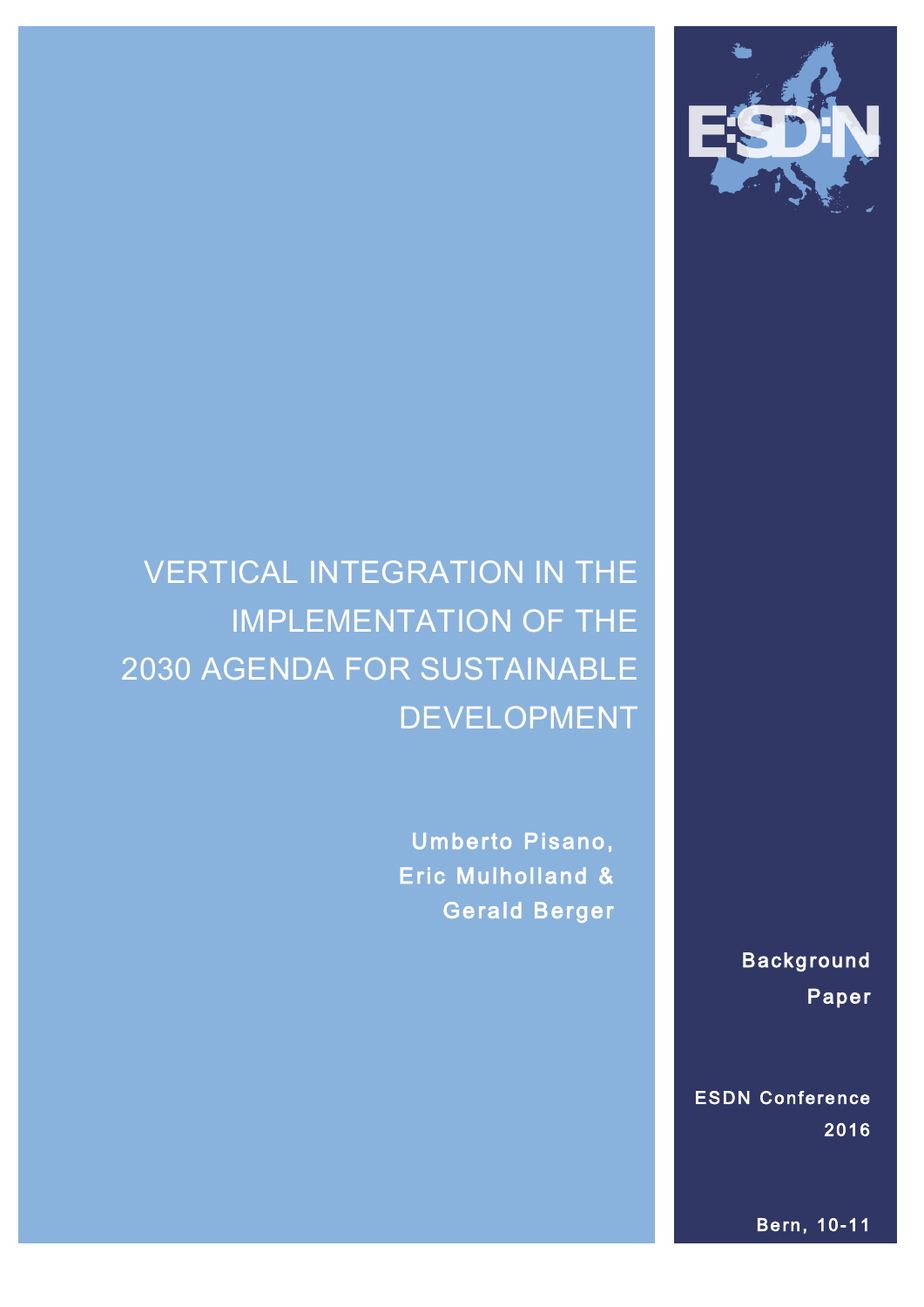# VERTICAL INTEGRATION IN THE IMPLEMENTATION OF THE 2030 AGENDA FOR SUSTAINABLE DEVELOPMENT

**Umberto Pisano, Eric Mulholland & Gerald Berger**

**Background Paper**

**ESDN Conference 2016**

**Bern, 10-11**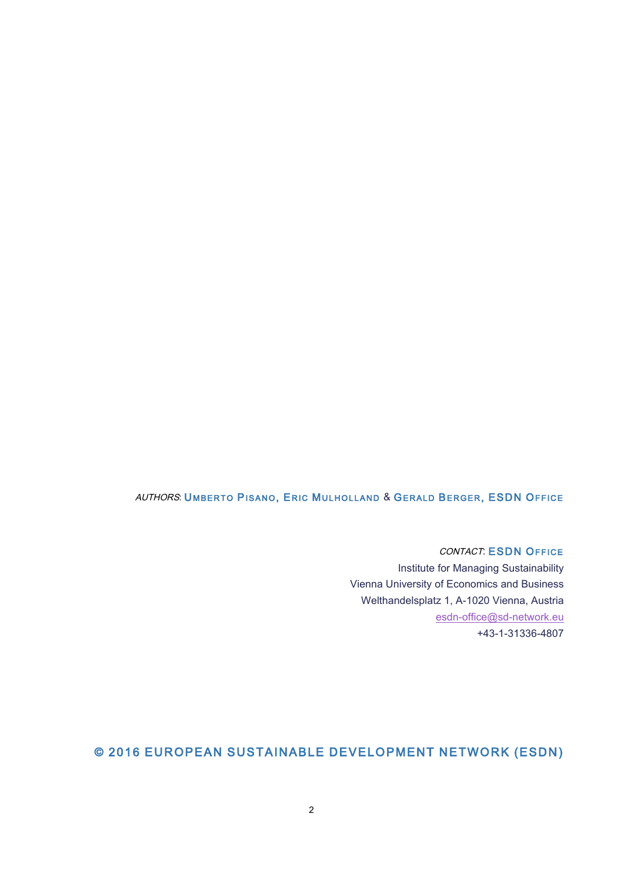*AUTHORS*: Umberto Pisano, Eric Mulholland & Gerald Berger, ESDN Office

*CONTACT*: ESDN Office
Institute for Managing Sustainability
Vienna University of Economics and Business
Welthandelsplatz 1, A-1020 Vienna, Austria
esdn-office@sd-network.eu
+43-1-31336-4807

© 2016 EUROPEAN SUSTAINABLE DEVELOPMENT NETWORK (ESDN)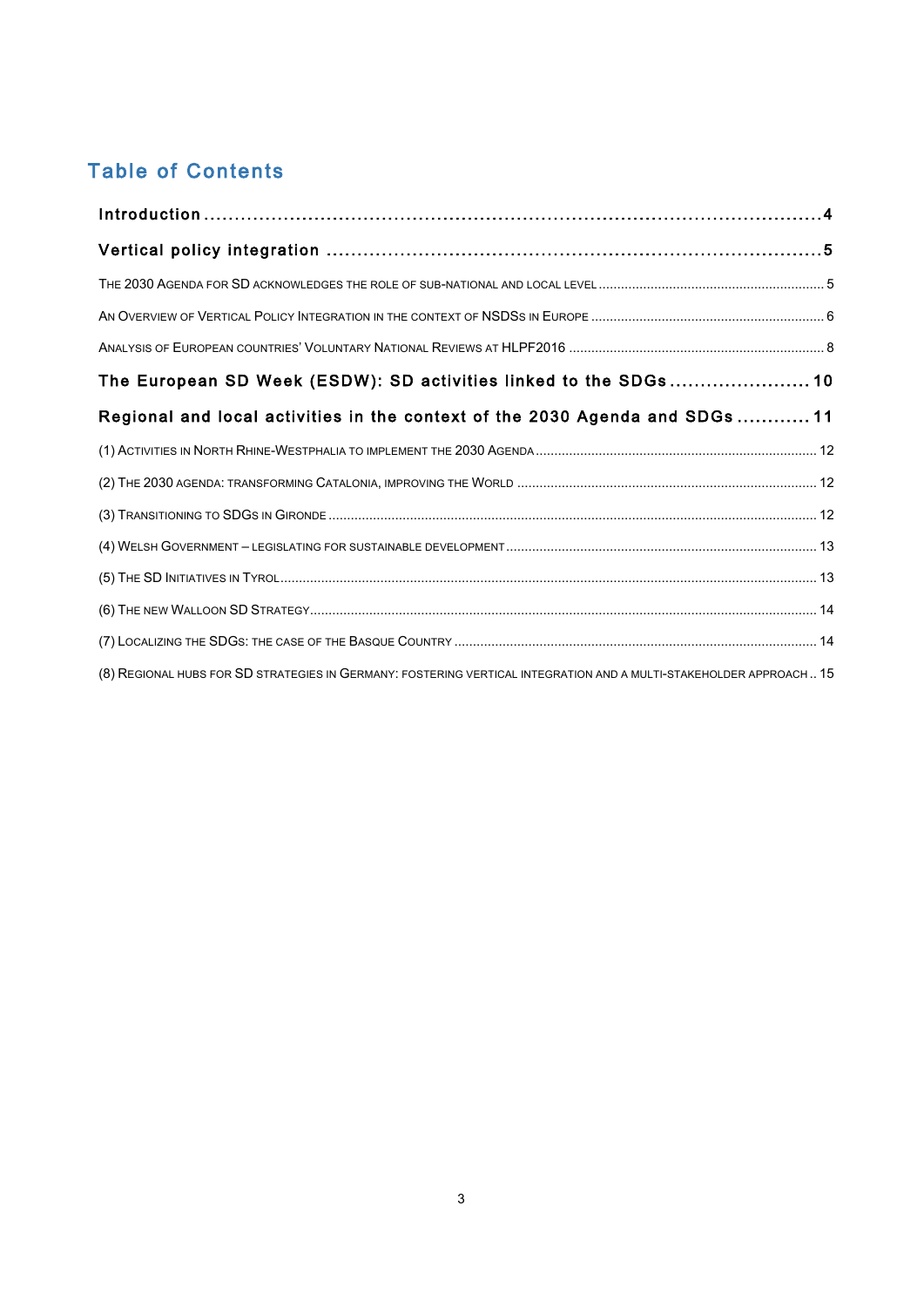# Table of Contents

**Introduction** ... 4

**Vertical policy integration** ... 5

The 2030 Agenda for SD acknowledges the role of sub-national and local level ... 5

An Overview of Vertical Policy Integration in the context of NSDSs in Europe ... 6

Analysis of European countries' Voluntary National Reviews at HLPF2016 ... 8

**The European SD Week (ESDW): SD activities linked to the SDGs** ... 10

**Regional and local activities in the context of the 2030 Agenda and SDGs** ... 11

(1) Activities in North Rhine-Westphalia to implement the 2030 Agenda ... 12

(2) The 2030 agenda: transforming Catalonia, improving the World ... 12

(3) Transitioning to SDGs in Gironde ... 12

(4) Welsh Government – legislating for sustainable development ... 13

(5) The SD Initiatives in Tyrol ... 13

(6) The new Walloon SD Strategy ... 14

(7) Localizing the SDGs: the case of the Basque Country ... 14

(8) Regional hubs for SD strategies in Germany: fostering vertical integration and a multi-stakeholder approach ... 15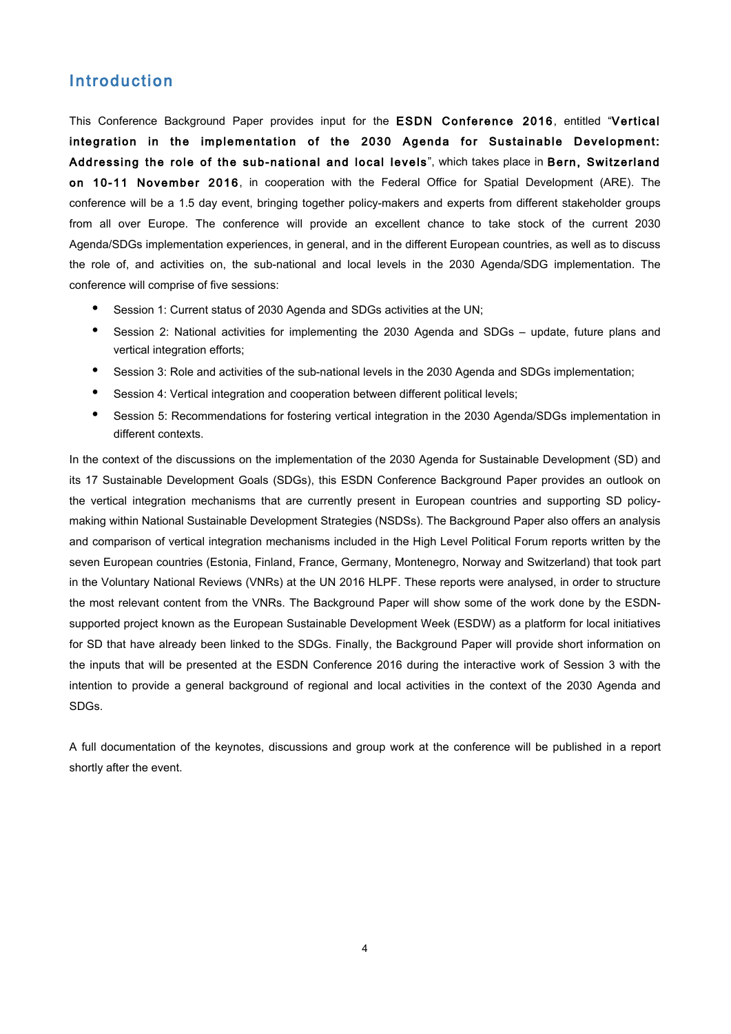# Introduction

This Conference Background Paper provides input for the **ESDN Conference 2016**, entitled "**Vertical integration in the implementation of the 2030 Agenda for Sustainable Development: Addressing the role of the sub-national and local levels**", which takes place in **Bern, Switzerland on 10-11 November 2016**, in cooperation with the Federal Office for Spatial Development (ARE). The conference will be a 1.5 day event, bringing together policy-makers and experts from different stakeholder groups from all over Europe. The conference will provide an excellent chance to take stock of the current 2030 Agenda/SDGs implementation experiences, in general, and in the different European countries, as well as to discuss the role of, and activities on, the sub-national and local levels in the 2030 Agenda/SDG implementation. The conference will comprise of five sessions:

- Session 1: Current status of 2030 Agenda and SDGs activities at the UN;
- Session 2: National activities for implementing the 2030 Agenda and SDGs – update, future plans and vertical integration efforts;
- Session 3: Role and activities of the sub-national levels in the 2030 Agenda and SDGs implementation;
- Session 4: Vertical integration and cooperation between different political levels;
- Session 5: Recommendations for fostering vertical integration in the 2030 Agenda/SDGs implementation in different contexts.

In the context of the discussions on the implementation of the 2030 Agenda for Sustainable Development (SD) and its 17 Sustainable Development Goals (SDGs), this ESDN Conference Background Paper provides an outlook on the vertical integration mechanisms that are currently present in European countries and supporting SD policy-making within National Sustainable Development Strategies (NSDSs). The Background Paper also offers an analysis and comparison of vertical integration mechanisms included in the High Level Political Forum reports written by the seven European countries (Estonia, Finland, France, Germany, Montenegro, Norway and Switzerland) that took part in the Voluntary National Reviews (VNRs) at the UN 2016 HLPF. These reports were analysed, in order to structure the most relevant content from the VNRs. The Background Paper will show some of the work done by the ESDN-supported project known as the European Sustainable Development Week (ESDW) as a platform for local initiatives for SD that have already been linked to the SDGs. Finally, the Background Paper will provide short information on the inputs that will be presented at the ESDN Conference 2016 during the interactive work of Session 3 with the intention to provide a general background of regional and local activities in the context of the 2030 Agenda and SDGs.

A full documentation of the keynotes, discussions and group work at the conference will be published in a report shortly after the event.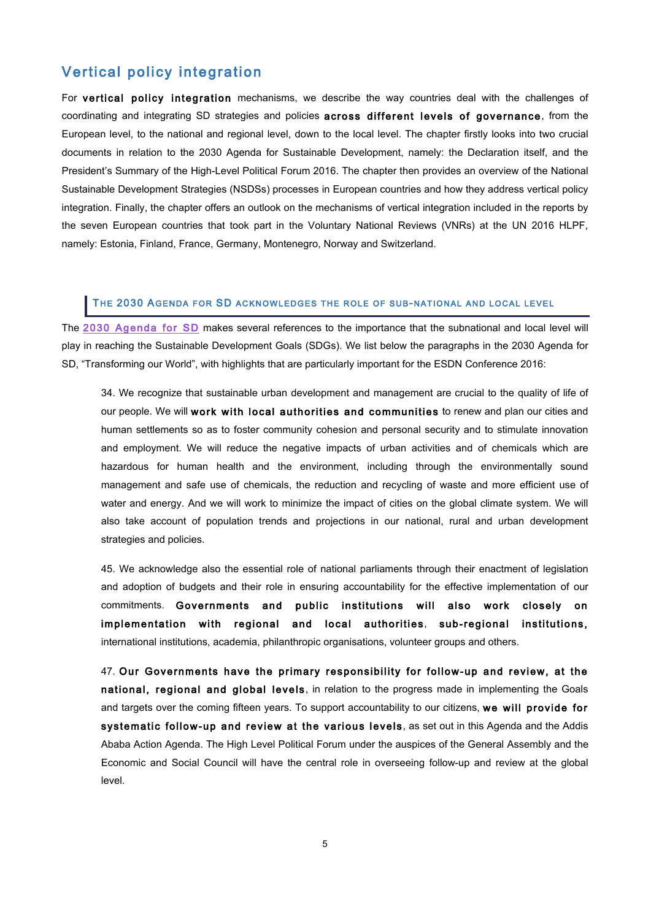## Vertical policy integration

For **vertical policy integration** mechanisms, we describe the way countries deal with the challenges of coordinating and integrating SD strategies and policies **across different levels of governance**, from the European level, to the national and regional level, down to the local level. The chapter firstly looks into two crucial documents in relation to the 2030 Agenda for Sustainable Development, namely: the Declaration itself, and the President's Summary of the High-Level Political Forum 2016. The chapter then provides an overview of the National Sustainable Development Strategies (NSDSs) processes in European countries and how they address vertical policy integration. Finally, the chapter offers an outlook on the mechanisms of vertical integration included in the reports by the seven European countries that took part in the Voluntary National Reviews (VNRs) at the UN 2016 HLPF, namely: Estonia, Finland, France, Germany, Montenegro, Norway and Switzerland.

### The 2030 Agenda for SD acknowledges the role of sub-national and local level

The 2030 Agenda for SD makes several references to the importance that the subnational and local level will play in reaching the Sustainable Development Goals (SDGs). We list below the paragraphs in the 2030 Agenda for SD, "Transforming our World", with highlights that are particularly important for the ESDN Conference 2016:

> 34. We recognize that sustainable urban development and management are crucial to the quality of life of our people. We will **work with local authorities and communities** to renew and plan our cities and human settlements so as to foster community cohesion and personal security and to stimulate innovation and employment. We will reduce the negative impacts of urban activities and of chemicals which are hazardous for human health and the environment, including through the environmentally sound management and safe use of chemicals, the reduction and recycling of waste and more efficient use of water and energy. And we will work to minimize the impact of cities on the global climate system. We will also take account of population trends and projections in our national, rural and urban development strategies and policies.
>
> 45. We acknowledge also the essential role of national parliaments through their enactment of legislation and adoption of budgets and their role in ensuring accountability for the effective implementation of our commitments. **Governments and public institutions will also work closely on implementation with regional and local authorities**, **sub-regional institutions,** international institutions, academia, philanthropic organisations, volunteer groups and others.
>
> 47. **Our Governments have the primary responsibility for follow-up and review, at the national, regional and global levels**, in relation to the progress made in implementing the Goals and targets over the coming fifteen years. To support accountability to our citizens, **we will provide for systematic follow-up and review at the various levels**, as set out in this Agenda and the Addis Ababa Action Agenda. The High Level Political Forum under the auspices of the General Assembly and the Economic and Social Council will have the central role in overseeing follow-up and review at the global level.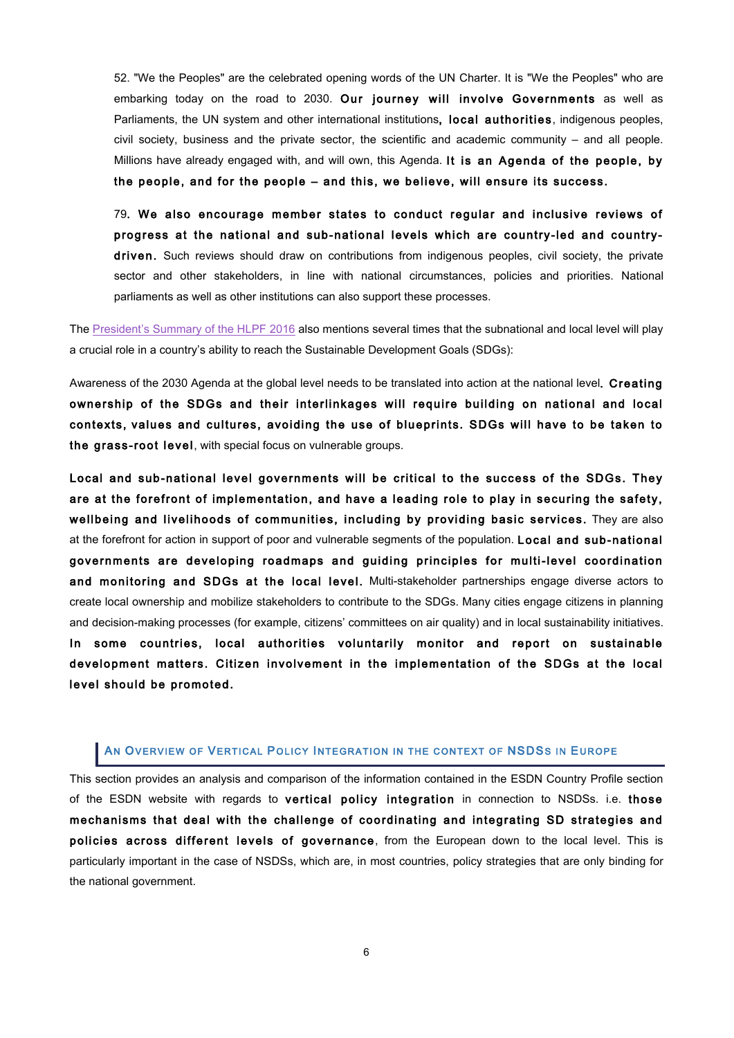52. "We the Peoples" are the celebrated opening words of the UN Charter. It is "We the Peoples" who are embarking today on the road to 2030. **Our journey will involve Governments** as well as Parliaments, the UN system and other international institutions**, local authorities**, indigenous peoples, civil society, business and the private sector, the scientific and academic community – and all people. Millions have already engaged with, and will own, this Agenda. **It is an Agenda of the people, by the people, and for the people – and this, we believe, will ensure its success.**

79**. We also encourage member states to conduct regular and inclusive reviews of progress at the national and sub-national levels which are country-led and country-driven.** Such reviews should draw on contributions from indigenous peoples, civil society, the private sector and other stakeholders, in line with national circumstances, policies and priorities. National parliaments as well as other institutions can also support these processes.

The [President's Summary of the HLPF 2016]() also mentions several times that the subnational and local level will play a crucial role in a country's ability to reach the Sustainable Development Goals (SDGs):

Awareness of the 2030 Agenda at the global level needs to be translated into action at the national level**. Creating ownership of the SDGs and their interlinkages will require building on national and local contexts, values and cultures, avoiding the use of blueprints. SDGs will have to be taken to the grass-root level**, with special focus on vulnerable groups.

**Local and sub-national level governments will be critical to the success of the SDGs. They are at the forefront of implementation, and have a leading role to play in securing the safety, wellbeing and livelihoods of communities, including by providing basic services.** They are also at the forefront for action in support of poor and vulnerable segments of the population. **Local and sub-national governments are developing roadmaps and guiding principles for multi-level coordination and monitoring and SDGs at the local level.** Multi-stakeholder partnerships engage diverse actors to create local ownership and mobilize stakeholders to contribute to the SDGs. Many cities engage citizens in planning and decision-making processes (for example, citizens' committees on air quality) and in local sustainability initiatives. **In some countries, local authorities voluntarily monitor and report on sustainable development matters. Citizen involvement in the implementation of the SDGs at the local level should be promoted.**

## An Overview of Vertical Policy Integration in the Context of NSDSs in Europe

This section provides an analysis and comparison of the information contained in the ESDN Country Profile section of the ESDN website with regards to **vertical policy integration** in connection to NSDSs. i.e. **those mechanisms that deal with the challenge of coordinating and integrating SD strategies and policies across different levels of governance**, from the European down to the local level. This is particularly important in the case of NSDSs, which are, in most countries, policy strategies that are only binding for the national government.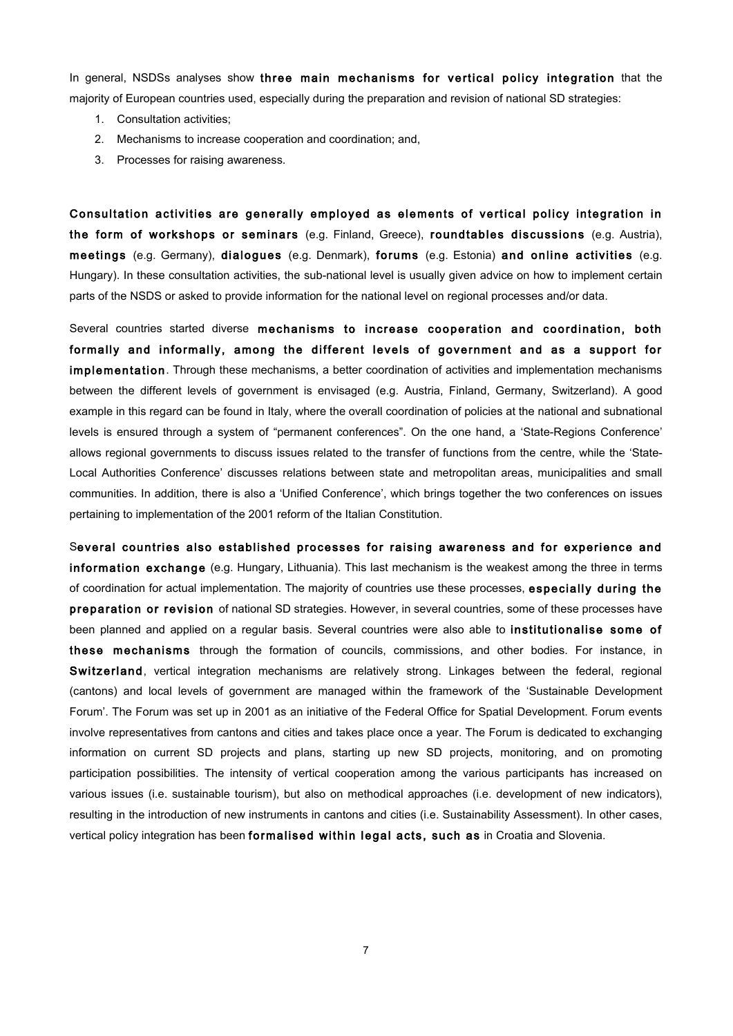In general, NSDSs analyses show **three main mechanisms for vertical policy integration** that the majority of European countries used, especially during the preparation and revision of national SD strategies:

1. Consultation activities;
2. Mechanisms to increase cooperation and coordination; and,
3. Processes for raising awareness.

**Consultation activities are generally employed as elements of vertical policy integration in the form of workshops or seminars** (e.g. Finland, Greece), **roundtables discussions** (e.g. Austria), **meetings** (e.g. Germany), **dialogues** (e.g. Denmark), **forums** (e.g. Estonia) **and online activities** (e.g. Hungary). In these consultation activities, the sub-national level is usually given advice on how to implement certain parts of the NSDS or asked to provide information for the national level on regional processes and/or data.

Several countries started diverse **mechanisms to increase cooperation and coordination, both formally and informally, among the different levels of government and as a support for implementation**. Through these mechanisms, a better coordination of activities and implementation mechanisms between the different levels of government is envisaged (e.g. Austria, Finland, Germany, Switzerland). A good example in this regard can be found in Italy, where the overall coordination of policies at the national and subnational levels is ensured through a system of "permanent conferences". On the one hand, a 'State-Regions Conference' allows regional governments to discuss issues related to the transfer of functions from the centre, while the 'State-Local Authorities Conference' discusses relations between state and metropolitan areas, municipalities and small communities. In addition, there is also a 'Unified Conference', which brings together the two conferences on issues pertaining to implementation of the 2001 reform of the Italian Constitution.

S**everal countries also established processes for raising awareness and for experience and information exchange** (e.g. Hungary, Lithuania). This last mechanism is the weakest among the three in terms of coordination for actual implementation. The majority of countries use these processes, **especially during the preparation or revision** of national SD strategies. However, in several countries, some of these processes have been planned and applied on a regular basis. Several countries were also able to **institutionalise some of these mechanisms** through the formation of councils, commissions, and other bodies. For instance, in **Switzerland**, vertical integration mechanisms are relatively strong. Linkages between the federal, regional (cantons) and local levels of government are managed within the framework of the 'Sustainable Development Forum'. The Forum was set up in 2001 as an initiative of the Federal Office for Spatial Development. Forum events involve representatives from cantons and cities and takes place once a year. The Forum is dedicated to exchanging information on current SD projects and plans, starting up new SD projects, monitoring, and on promoting participation possibilities. The intensity of vertical cooperation among the various participants has increased on various issues (i.e. sustainable tourism), but also on methodical approaches (i.e. development of new indicators), resulting in the introduction of new instruments in cantons and cities (i.e. Sustainability Assessment). In other cases, vertical policy integration has been **formalised within legal acts, such as** in Croatia and Slovenia.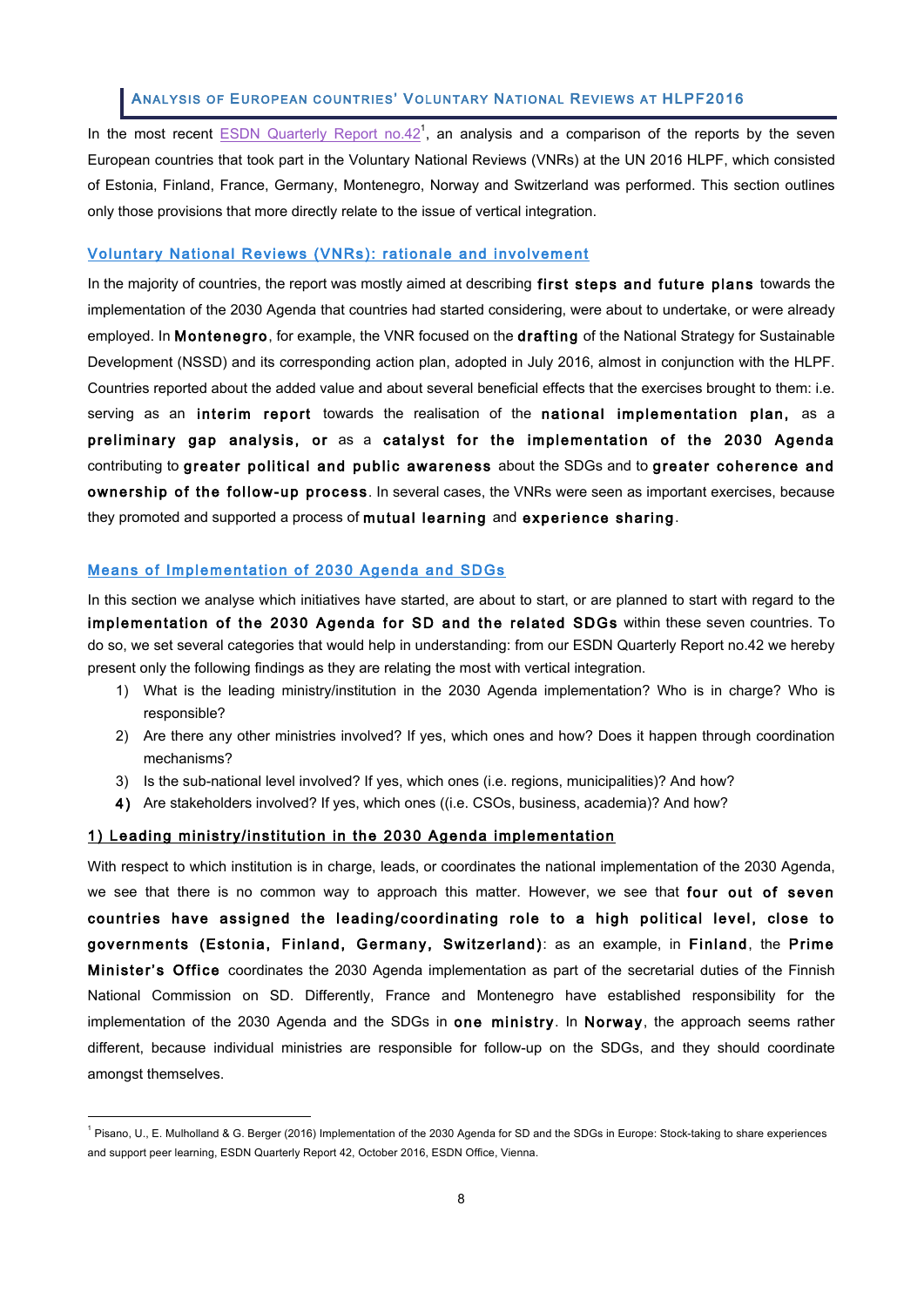## Analysis of European countries' Voluntary National Reviews at HLPF2016

In the most recent ESDN Quarterly Report no.42[1], an analysis and a comparison of the reports by the seven European countries that took part in the Voluntary National Reviews (VNRs) at the UN 2016 HLPF, which consisted of Estonia, Finland, France, Germany, Montenegro, Norway and Switzerland was performed. This section outlines only those provisions that more directly relate to the issue of vertical integration.

### Voluntary National Reviews (VNRs): rationale and involvement

In the majority of countries, the report was mostly aimed at describing **first steps and future plans** towards the implementation of the 2030 Agenda that countries had started considering, were about to undertake, or were already employed. In **Montenegro**, for example, the VNR focused on the **drafting** of the National Strategy for Sustainable Development (NSSD) and its corresponding action plan, adopted in July 2016, almost in conjunction with the HLPF. Countries reported about the added value and about several beneficial effects that the exercises brought to them: i.e. serving as an **interim report** towards the realisation of the **national implementation plan,** as a **preliminary gap analysis, or** as a **catalyst for the implementation of the 2030 Agenda** contributing to **greater political and public awareness** about the SDGs and to **greater coherence and ownership of the follow-up process**. In several cases, the VNRs were seen as important exercises, because they promoted and supported a process of **mutual learning** and **experience sharing**.

### Means of Implementation of 2030 Agenda and SDGs

In this section we analyse which initiatives have started, are about to start, or are planned to start with regard to the **implementation of the 2030 Agenda for SD and the related SDGs** within these seven countries. To do so, we set several categories that would help in understanding: from our ESDN Quarterly Report no.42 we hereby present only the following findings as they are relating the most with vertical integration.

1) What is the leading ministry/institution in the 2030 Agenda implementation? Who is in charge? Who is responsible?
2) Are there any other ministries involved? If yes, which ones and how? Does it happen through coordination mechanisms?
3) Is the sub-national level involved? If yes, which ones (i.e. regions, municipalities)? And how?
4) Are stakeholders involved? If yes, which ones ((i.e. CSOs, business, academia)? And how?

#### 1) Leading ministry/institution in the 2030 Agenda implementation

With respect to which institution is in charge, leads, or coordinates the national implementation of the 2030 Agenda, we see that there is no common way to approach this matter. However, we see that **four out of seven countries have assigned the leading/coordinating role to a high political level, close to governments (Estonia, Finland, Germany, Switzerland)**: as an example, in **Finland**, the **Prime Minister's Office** coordinates the 2030 Agenda implementation as part of the secretarial duties of the Finnish National Commission on SD. Differently, France and Montenegro have established responsibility for the implementation of the 2030 Agenda and the SDGs in **one ministry**. In **Norway**, the approach seems rather different, because individual ministries are responsible for follow-up on the SDGs, and they should coordinate amongst themselves.

---

[1] Pisano, U., E. Mulholland & G. Berger (2016) Implementation of the 2030 Agenda for SD and the SDGs in Europe: Stock-taking to share experiences and support peer learning, ESDN Quarterly Report 42, October 2016, ESDN Office, Vienna.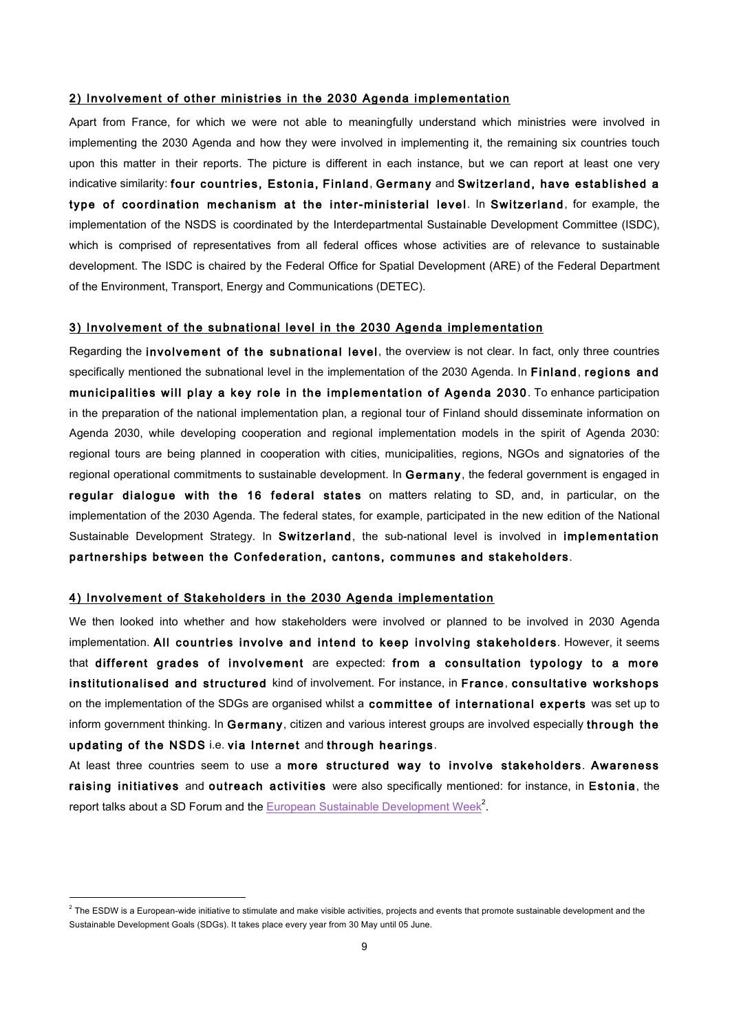### 2) Involvement of other ministries in the 2030 Agenda implementation

Apart from France, for which we were not able to meaningfully understand which ministries were involved in implementing the 2030 Agenda and how they were involved in implementing it, the remaining six countries touch upon this matter in their reports. The picture is different in each instance, but we can report at least one very indicative similarity: **four countries, Estonia, Finland**, **Germany** and **Switzerland, have established a type of coordination mechanism at the inter-ministerial level**. In **Switzerland**, for example, the implementation of the NSDS is coordinated by the Interdepartmental Sustainable Development Committee (ISDC), which is comprised of representatives from all federal offices whose activities are of relevance to sustainable development. The ISDC is chaired by the Federal Office for Spatial Development (ARE) of the Federal Department of the Environment, Transport, Energy and Communications (DETEC).

### 3) Involvement of the subnational level in the 2030 Agenda implementation

Regarding the **involvement of the subnational level**, the overview is not clear. In fact, only three countries specifically mentioned the subnational level in the implementation of the 2030 Agenda. In **Finland**, **regions and municipalities will play a key role in the implementation of Agenda 2030**. To enhance participation in the preparation of the national implementation plan, a regional tour of Finland should disseminate information on Agenda 2030, while developing cooperation and regional implementation models in the spirit of Agenda 2030: regional tours are being planned in cooperation with cities, municipalities, regions, NGOs and signatories of the regional operational commitments to sustainable development. In **Germany**, the federal government is engaged in **regular dialogue with the 16 federal states** on matters relating to SD, and, in particular, on the implementation of the 2030 Agenda. The federal states, for example, participated in the new edition of the National Sustainable Development Strategy. In **Switzerland**, the sub-national level is involved in **implementation partnerships between the Confederation, cantons, communes and stakeholders**.

### 4) Involvement of Stakeholders in the 2030 Agenda implementation

We then looked into whether and how stakeholders were involved or planned to be involved in 2030 Agenda implementation. **All countries involve and intend to keep involving stakeholders**. However, it seems that **different grades of involvement** are expected: **from a consultation typology to a more institutionalised and structured** kind of involvement. For instance, in **France**, **consultative workshops** on the implementation of the SDGs are organised whilst a **committee of international experts** was set up to inform government thinking. In **Germany**, citizen and various interest groups are involved especially **through the updating of the NSDS** i.e. **via Internet** and **through hearings**.

At least three countries seem to use a **more structured way to involve stakeholders**. **Awareness raising initiatives** and **outreach activities** were also specifically mentioned: for instance, in **Estonia**, the report talks about a SD Forum and the European Sustainable Development Week[2].

[2] The ESDW is a European-wide initiative to stimulate and make visible activities, projects and events that promote sustainable development and the Sustainable Development Goals (SDGs). It takes place every year from 30 May until 05 June.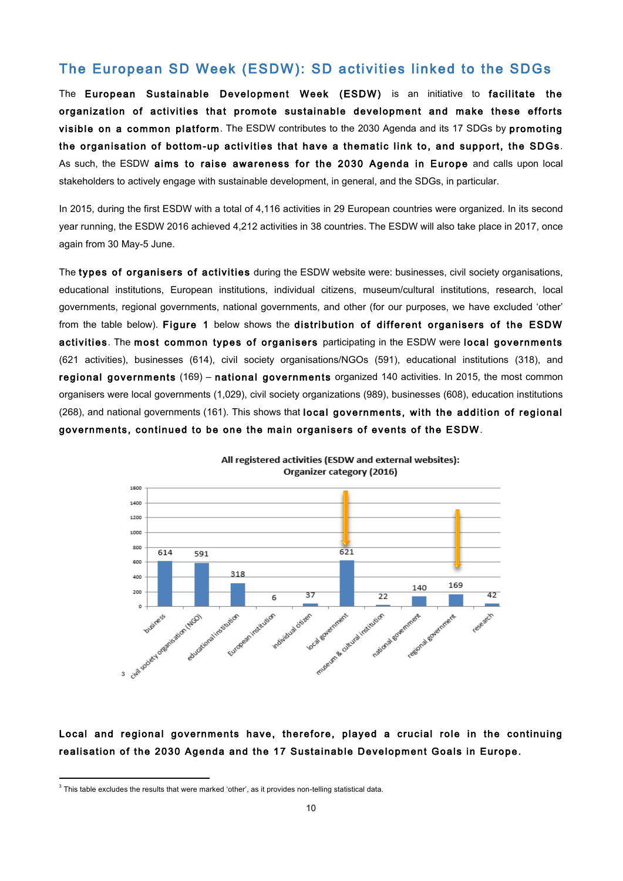## The European SD Week (ESDW): SD activities linked to the SDGs

The **European Sustainable Development Week (ESDW)** is an initiative to **facilitate the organization of activities that promote sustainable development and make these efforts visible on a common platform**. The ESDW contributes to the 2030 Agenda and its 17 SDGs by **promoting the organisation of bottom-up activities that have a thematic link to, and support, the SDGs**. As such, the ESDW **aims to raise awareness for the 2030 Agenda in Europe** and calls upon local stakeholders to actively engage with sustainable development, in general, and the SDGs, in particular.

In 2015, during the first ESDW with a total of 4,116 activities in 29 European countries were organized. In its second year running, the ESDW 2016 achieved 4,212 activities in 38 countries. The ESDW will also take place in 2017, once again from 30 May-5 June.

The **types of organisers of activities** during the ESDW website were: businesses, civil society organisations, educational institutions, European institutions, individual citizens, museum/cultural institutions, research, local governments, regional governments, national governments, and other (for our purposes, we have excluded 'other' from the table below). **Figure 1** below shows the **distribution of different organisers of the ESDW activities**. The **most common types of organisers** participating in the ESDW were **local governments** (621 activities), businesses (614), civil society organisations/NGOs (591), educational institutions (318), and **regional governments** (169) – **national governments** organized 140 activities. In 2015, the most common organisers were local governments (1,029), civil society organizations (989), businesses (608), education institutions (268), and national governments (161). This shows that **local governments, with the addition of regional governments, continued to be one the main organisers of events of the ESDW**.

**All registered activities (ESDW and external websites): Organizer category (2016)**

| Organizer category | Activities |
|---|---|
| business | 614 |
| civil society organisation (NGO) | 591 |
| educational institution | 318 |
| European institution | 6 |
| individual citizen | 37 |
| local government | 621 |
| museum & cultural institution | 22 |
| national government | 140 |
| regional government | 169 |
| research | 42 |

[3]

**Local and regional governments have, therefore, played a crucial role in the continuing realisation of the 2030 Agenda and the 17 Sustainable Development Goals in Europe.**

[3] This table excludes the results that were marked 'other', as it provides non-telling statistical data.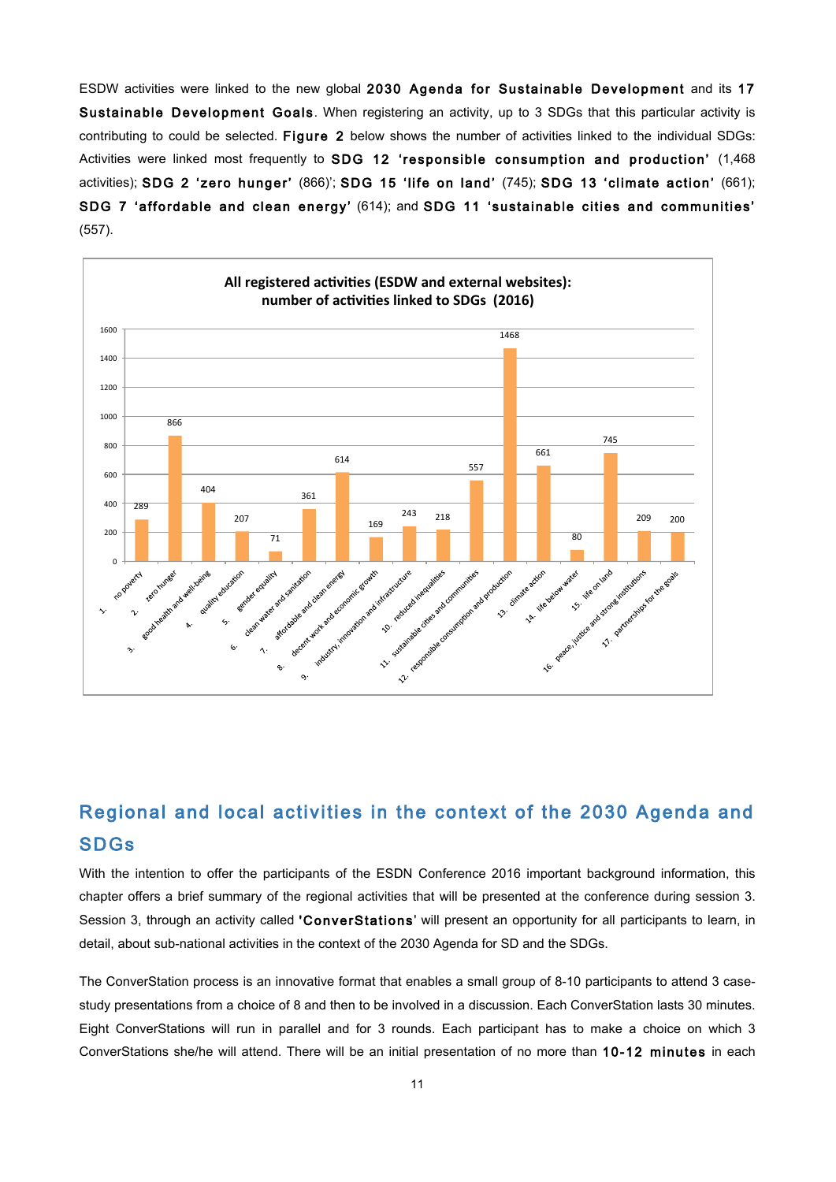ESDW activities were linked to the new global **2030 Agenda for Sustainable Development** and its **17 Sustainable Development Goals**. When registering an activity, up to 3 SDGs that this particular activity is contributing to could be selected. **Figure 2** below shows the number of activities linked to the individual SDGs: Activities were linked most frequently to **SDG 12 'responsible consumption and production'** (1,468 activities); **SDG 2 'zero hunger'** (866)'; **SDG 15 'life on land'** (745); **SDG 13 'climate action'** (661); **SDG 7 'affordable and clean energy'** (614); and **SDG 11 'sustainable cities and communities'** (557).

**All registered activities (ESDW and external websites): number of activities linked to SDGs (2016)**

| SDG | Number of activities |
|---|---|
| 1. no poverty | 289 |
| 2. zero hunger | 866 |
| 3. good health and well-being | 404 |
| 4. quality education | 207 |
| 5. gender equality | 71 |
| 6. clean water and sanitation | 361 |
| 7. affordable and clean energy | 614 |
| 8. decent work and economic growth | 169 |
| 9. industry, innovation and infrastructure | 243 |
| 10. reduced inequalities | 218 |
| 11. sustainable cities and communities | 557 |
| 12. responsible consumption and production | 1468 |
| 13. climate action | 661 |
| 14. life below water | 80 |
| 15. life on land | 745 |
| 16. peace, justice and strong institutions | 209 |
| 17. partnerships for the goals | 200 |

## Regional and local activities in the context of the 2030 Agenda and SDGs

With the intention to offer the participants of the ESDN Conference 2016 important background information, this chapter offers a brief summary of the regional activities that will be presented at the conference during session 3. Session 3, through an activity called **'ConverStations'** will present an opportunity for all participants to learn, in detail, about sub-national activities in the context of the 2030 Agenda for SD and the SDGs.

The ConverStation process is an innovative format that enables a small group of 8-10 participants to attend 3 case-study presentations from a choice of 8 and then to be involved in a discussion. Each ConverStation lasts 30 minutes. Eight ConverStations will run in parallel and for 3 rounds. Each participant has to make a choice on which 3 ConverStations she/he will attend. There will be an initial presentation of no more than **10-12 minutes** in each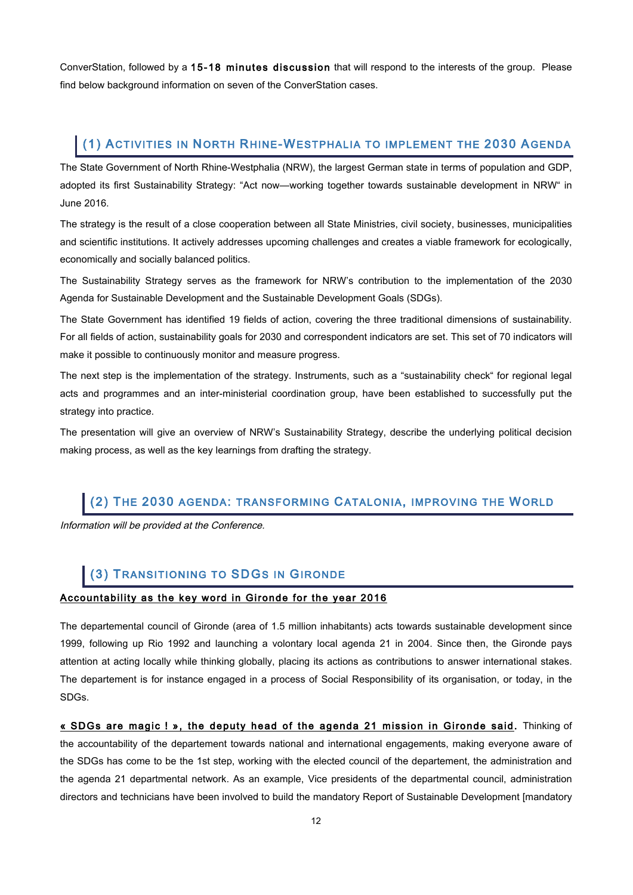ConverStation, followed by a **15-18 minutes discussion** that will respond to the interests of the group. Please find below background information on seven of the ConverStation cases.

## (1) Activities in North Rhine-Westphalia to implement the 2030 Agenda

The State Government of North Rhine-Westphalia (NRW), the largest German state in terms of population and GDP, adopted its first Sustainability Strategy: "Act now—working together towards sustainable development in NRW" in June 2016.

The strategy is the result of a close cooperation between all State Ministries, civil society, businesses, municipalities and scientific institutions. It actively addresses upcoming challenges and creates a viable framework for ecologically, economically and socially balanced politics.

The Sustainability Strategy serves as the framework for NRW's contribution to the implementation of the 2030 Agenda for Sustainable Development and the Sustainable Development Goals (SDGs).

The State Government has identified 19 fields of action, covering the three traditional dimensions of sustainability. For all fields of action, sustainability goals for 2030 and correspondent indicators are set. This set of 70 indicators will make it possible to continuously monitor and measure progress.

The next step is the implementation of the strategy. Instruments, such as a "sustainability check" for regional legal acts and programmes and an inter-ministerial coordination group, have been established to successfully put the strategy into practice.

The presentation will give an overview of NRW's Sustainability Strategy, describe the underlying political decision making process, as well as the key learnings from drafting the strategy.

## (2) The 2030 Agenda: Transforming Catalonia, improving the World

*Information will be provided at the Conference.*

## (3) Transitioning to SDGs in Gironde

**Accountability as the key word in Gironde for the year 2016**

The departemental council of Gironde (area of 1.5 million inhabitants) acts towards sustainable development since 1999, following up Rio 1992 and launching a volontary local agenda 21 in 2004. Since then, the Gironde pays attention at acting locally while thinking globally, placing its actions as contributions to answer international stakes. The departement is for instance engaged in a process of Social Responsibility of its organisation, or today, in the SDGs.

**« SDGs are magic ! », the deputy head of the agenda 21 mission in Gironde said.** Thinking of the accountability of the departement towards national and international engagements, making everyone aware of the SDGs has come to be the 1st step, working with the elected council of the departement, the administration and the agenda 21 departmental network. As an example, Vice presidents of the departmental council, administration directors and technicians have been involved to build the mandatory Report of Sustainable Development [mandatory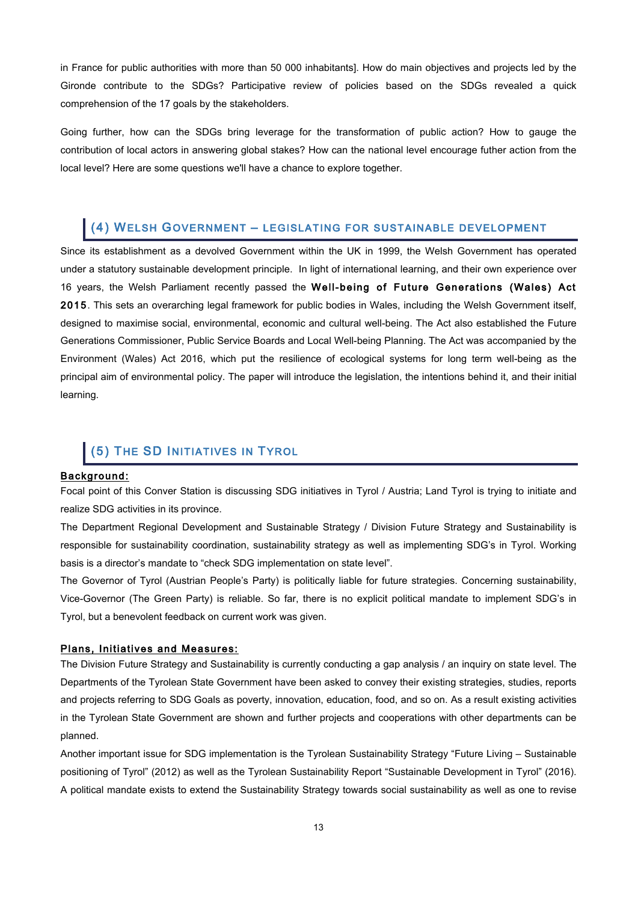in France for public authorities with more than 50 000 inhabitants]. How do main objectives and projects led by the Gironde contribute to the SDGs? Participative review of policies based on the SDGs revealed a quick comprehension of the 17 goals by the stakeholders.

Going further, how can the SDGs bring leverage for the transformation of public action? How to gauge the contribution of local actors in answering global stakes? How can the national level encourage futher action from the local level? Here are some questions we'll have a chance to explore together.

## (4) Welsh Government – Legislating for Sustainable Development

Since its establishment as a devolved Government within the UK in 1999, the Welsh Government has operated under a statutory sustainable development principle. In light of international learning, and their own experience over 16 years, the Welsh Parliament recently passed the **Well-being of Future Generations (Wales) Act 2015**. This sets an overarching legal framework for public bodies in Wales, including the Welsh Government itself, designed to maximise social, environmental, economic and cultural well-being. The Act also established the Future Generations Commissioner, Public Service Boards and Local Well-being Planning. The Act was accompanied by the Environment (Wales) Act 2016, which put the resilience of ecological systems for long term well-being as the principal aim of environmental policy. The paper will introduce the legislation, the intentions behind it, and their initial learning.

## (5) The SD Initiatives in Tyrol

**Background:**

Focal point of this Conver Station is discussing SDG initiatives in Tyrol / Austria; Land Tyrol is trying to initiate and realize SDG activities in its province.

The Department Regional Development and Sustainable Strategy / Division Future Strategy and Sustainability is responsible for sustainability coordination, sustainability strategy as well as implementing SDG's in Tyrol. Working basis is a director's mandate to "check SDG implementation on state level".

The Governor of Tyrol (Austrian People's Party) is politically liable for future strategies. Concerning sustainability, Vice-Governor (The Green Party) is reliable. So far, there is no explicit political mandate to implement SDG's in Tyrol, but a benevolent feedback on current work was given.

**Plans, Initiatives and Measures:**

The Division Future Strategy and Sustainability is currently conducting a gap analysis / an inquiry on state level. The Departments of the Tyrolean State Government have been asked to convey their existing strategies, studies, reports and projects referring to SDG Goals as poverty, innovation, education, food, and so on. As a result existing activities in the Tyrolean State Government are shown and further projects and cooperations with other departments can be planned.

Another important issue for SDG implementation is the Tyrolean Sustainability Strategy "Future Living – Sustainable positioning of Tyrol" (2012) as well as the Tyrolean Sustainability Report "Sustainable Development in Tyrol" (2016). A political mandate exists to extend the Sustainability Strategy towards social sustainability as well as one to revise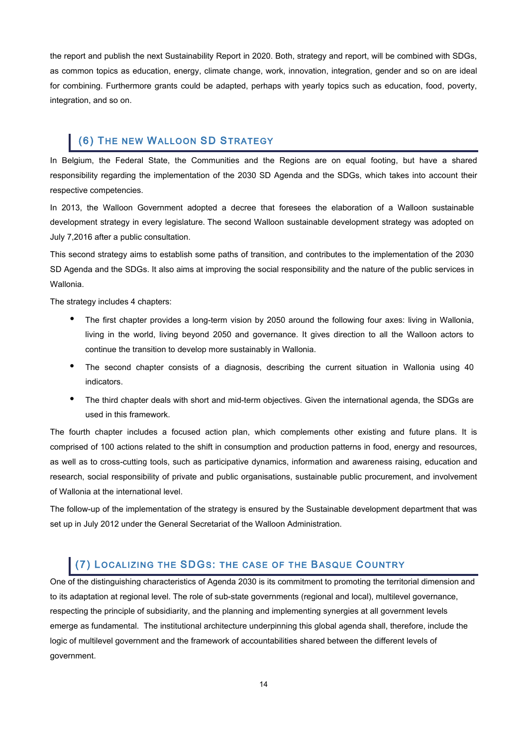the report and publish the next Sustainability Report in 2020. Both, strategy and report, will be combined with SDGs, as common topics as education, energy, climate change, work, innovation, integration, gender and so on are ideal for combining. Furthermore grants could be adapted, perhaps with yearly topics such as education, food, poverty, integration, and so on.

## (6) The new Walloon SD Strategy

In Belgium, the Federal State, the Communities and the Regions are on equal footing, but have a shared responsibility regarding the implementation of the 2030 SD Agenda and the SDGs, which takes into account their respective competencies.

In 2013, the Walloon Government adopted a decree that foresees the elaboration of a Walloon sustainable development strategy in every legislature. The second Walloon sustainable development strategy was adopted on July 7,2016 after a public consultation.

This second strategy aims to establish some paths of transition, and contributes to the implementation of the 2030 SD Agenda and the SDGs. It also aims at improving the social responsibility and the nature of the public services in Wallonia.

The strategy includes 4 chapters:

- The first chapter provides a long-term vision by 2050 around the following four axes: living in Wallonia, living in the world, living beyond 2050 and governance. It gives direction to all the Walloon actors to continue the transition to develop more sustainably in Wallonia.
- The second chapter consists of a diagnosis, describing the current situation in Wallonia using 40 indicators.
- The third chapter deals with short and mid-term objectives. Given the international agenda, the SDGs are used in this framework.

The fourth chapter includes a focused action plan, which complements other existing and future plans. It is comprised of 100 actions related to the shift in consumption and production patterns in food, energy and resources, as well as to cross-cutting tools, such as participative dynamics, information and awareness raising, education and research, social responsibility of private and public organisations, sustainable public procurement, and involvement of Wallonia at the international level.

The follow-up of the implementation of the strategy is ensured by the Sustainable development department that was set up in July 2012 under the General Secretariat of the Walloon Administration.

## (7) Localizing the SDGs: the case of the Basque Country

One of the distinguishing characteristics of Agenda 2030 is its commitment to promoting the territorial dimension and to its adaptation at regional level. The role of sub-state governments (regional and local), multilevel governance, respecting the principle of subsidiarity, and the planning and implementing synergies at all government levels emerge as fundamental. The institutional architecture underpinning this global agenda shall, therefore, include the logic of multilevel government and the framework of accountabilities shared between the different levels of government.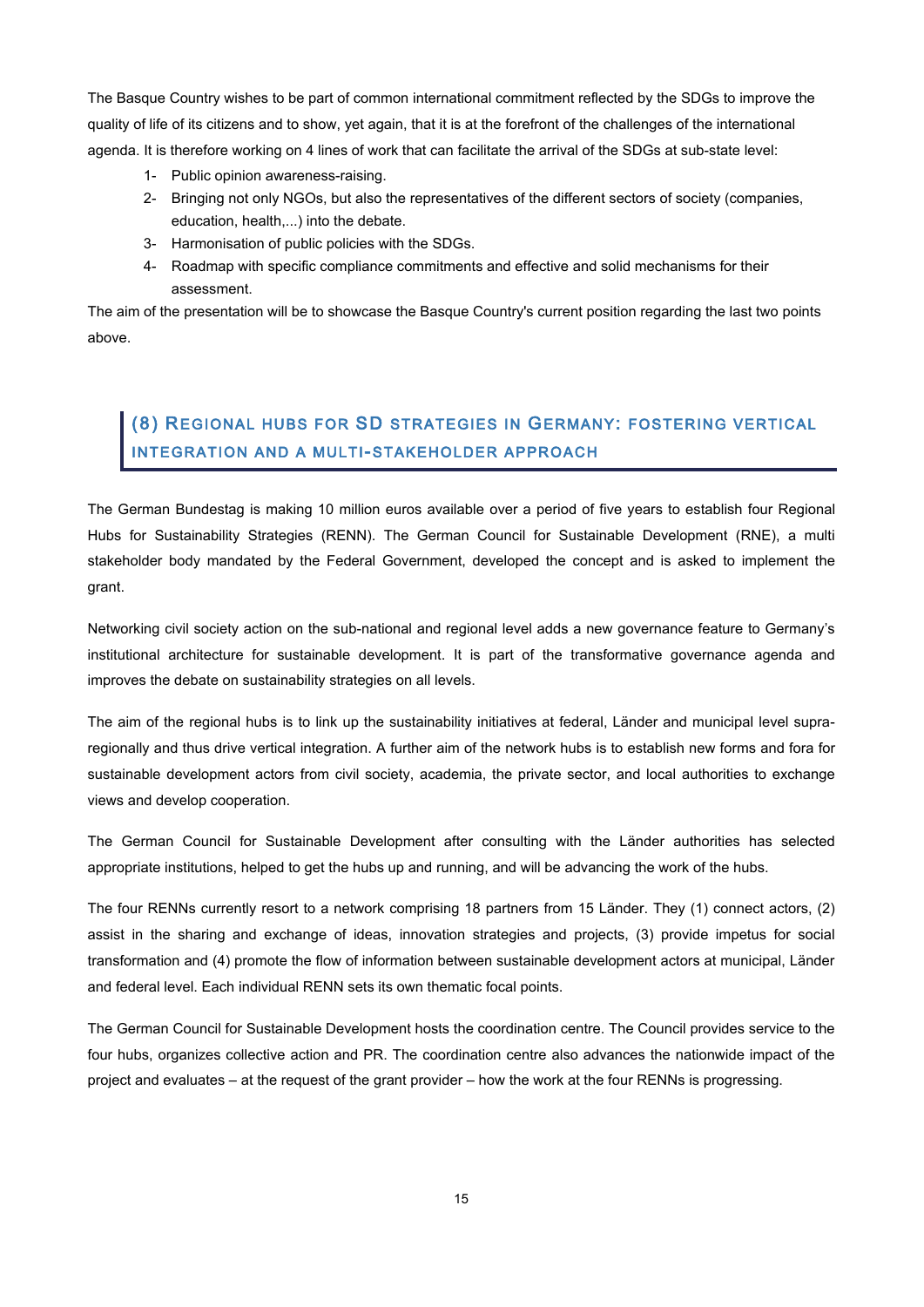The Basque Country wishes to be part of common international commitment reflected by the SDGs to improve the quality of life of its citizens and to show, yet again, that it is at the forefront of the challenges of the international agenda. It is therefore working on 4 lines of work that can facilitate the arrival of the SDGs at sub-state level:

1- Public opinion awareness-raising.
2- Bringing not only NGOs, but also the representatives of the different sectors of society (companies, education, health,...) into the debate.
3- Harmonisation of public policies with the SDGs.
4- Roadmap with specific compliance commitments and effective and solid mechanisms for their assessment.

The aim of the presentation will be to showcase the Basque Country's current position regarding the last two points above.

## (8) Regional hubs for SD strategies in Germany: fostering vertical integration and a multi-stakeholder approach

The German Bundestag is making 10 million euros available over a period of five years to establish four Regional Hubs for Sustainability Strategies (RENN). The German Council for Sustainable Development (RNE), a multi stakeholder body mandated by the Federal Government, developed the concept and is asked to implement the grant.

Networking civil society action on the sub-national and regional level adds a new governance feature to Germany's institutional architecture for sustainable development. It is part of the transformative governance agenda and improves the debate on sustainability strategies on all levels.

The aim of the regional hubs is to link up the sustainability initiatives at federal, Länder and municipal level supra-regionally and thus drive vertical integration. A further aim of the network hubs is to establish new forms and fora for sustainable development actors from civil society, academia, the private sector, and local authorities to exchange views and develop cooperation.

The German Council for Sustainable Development after consulting with the Länder authorities has selected appropriate institutions, helped to get the hubs up and running, and will be advancing the work of the hubs.

The four RENNs currently resort to a network comprising 18 partners from 15 Länder. They (1) connect actors, (2) assist in the sharing and exchange of ideas, innovation strategies and projects, (3) provide impetus for social transformation and (4) promote the flow of information between sustainable development actors at municipal, Länder and federal level. Each individual RENN sets its own thematic focal points.

The German Council for Sustainable Development hosts the coordination centre. The Council provides service to the four hubs, organizes collective action and PR. The coordination centre also advances the nationwide impact of the project and evaluates – at the request of the grant provider – how the work at the four RENNs is progressing.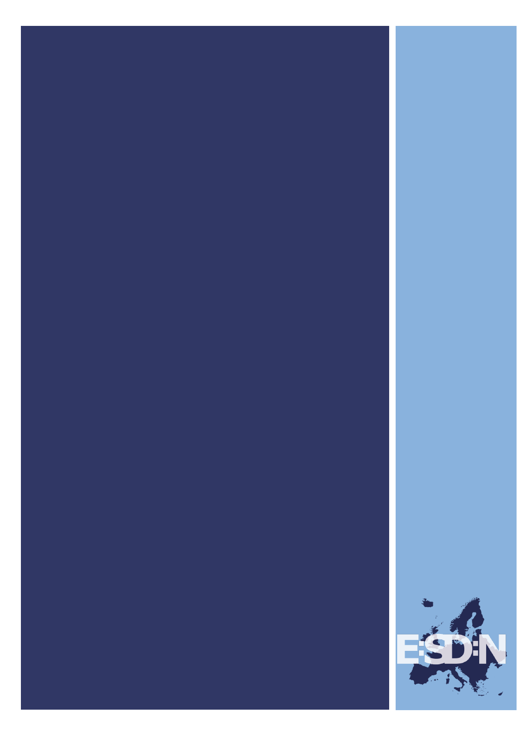ESDN